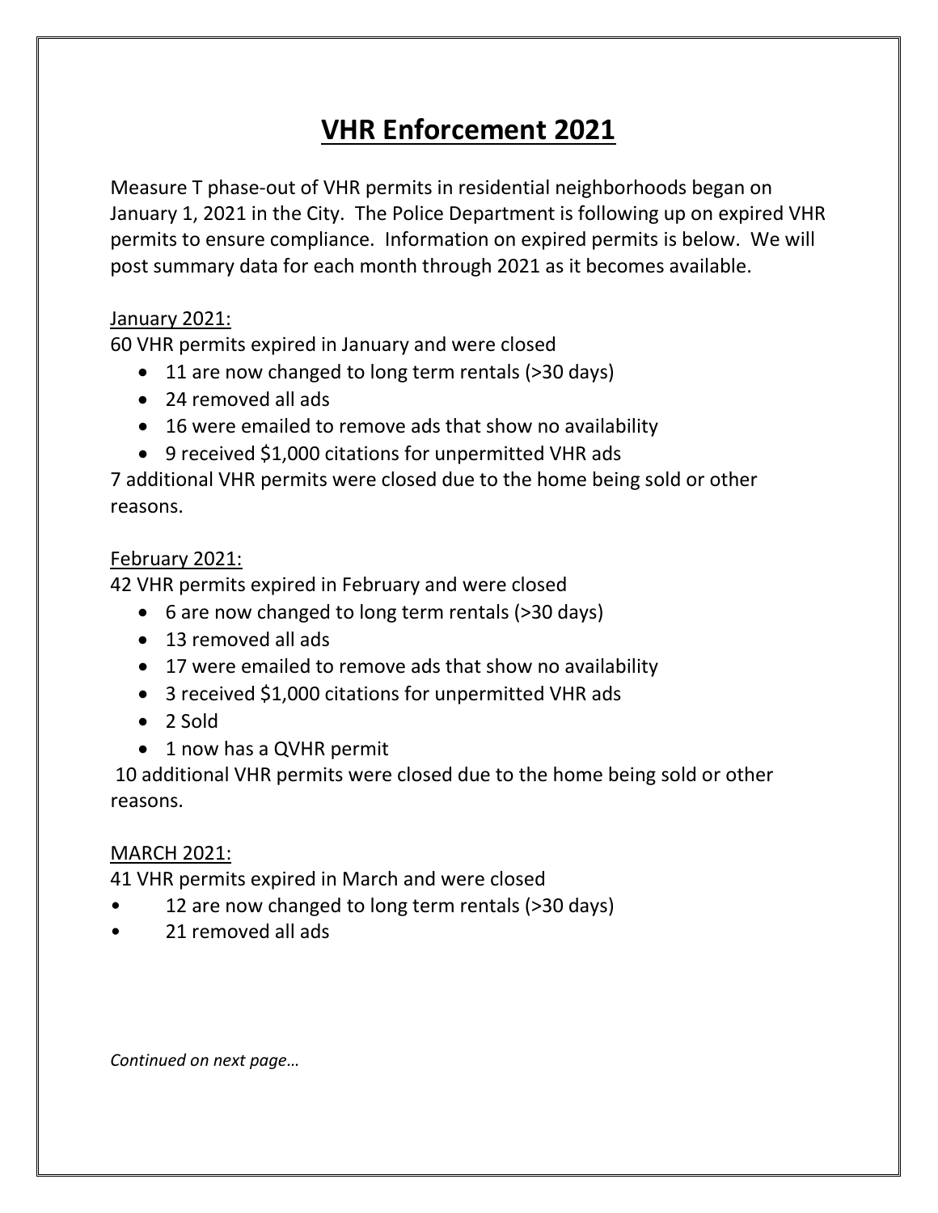# VHR Enforcement 2021

Measure T phase-out of VHR permits in residential neighborhoods began on January 1, 2021 in the City. The Police Department is following up on expired VHR permits to ensure compliance. Information on expired permits is below. We will post summary data for each month through 2021 as it becomes available.

January 2021:

60 VHR permits expired in January and were closed

- 11 are now changed to long term rentals (>30 days)
- 24 removed all ads
- 16 were emailed to remove ads that show no availability
- 9 received $1,000 citations for unpermitted VHR ads

7 additional VHR permits were closed due to the home being sold or other reasons.

February 2021:

42 VHR permits expired in February and were closed

- 6 are now changed to long term rentals (>30 days)
- 13 removed all ads
- 17 were emailed to remove ads that show no availability
- 3 received $1,000 citations for unpermitted VHR ads
- 2 Sold
- 1 now has a QVHR permit

10 additional VHR permits were closed due to the home being sold or other reasons.

MARCH 2021:

41 VHR permits expired in March and were closed

- 12 are now changed to long term rentals (>30 days)
- 21 removed all ads

*Continued on next page…*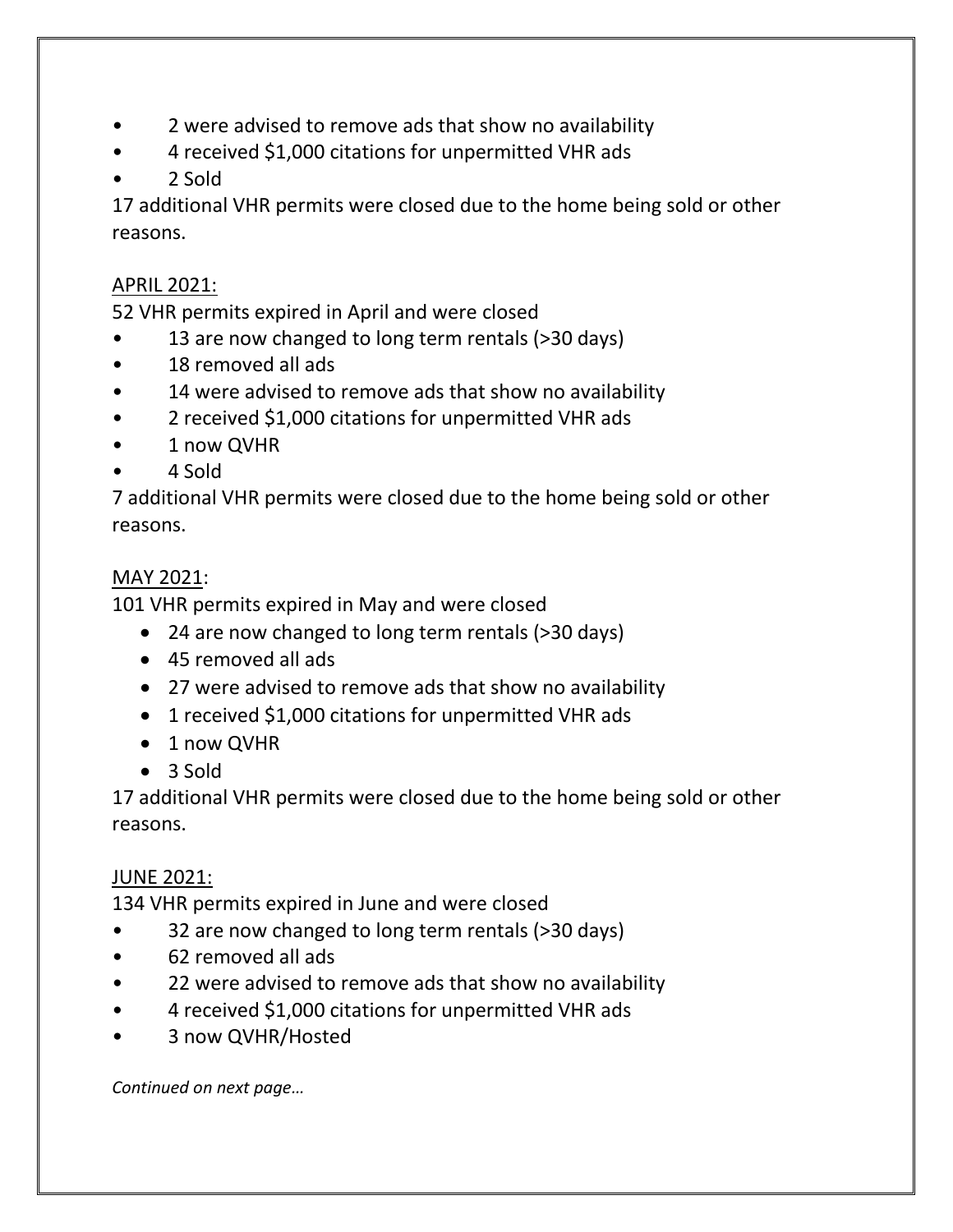- 2 were advised to remove ads that show no availability
- 4 received $1,000 citations for unpermitted VHR ads
- 2 Sold

17 additional VHR permits were closed due to the home being sold or other reasons.

<u>APRIL 2021:</u>

52 VHR permits expired in April and were closed

- 13 are now changed to long term rentals (>30 days)
- 18 removed all ads
- 14 were advised to remove ads that show no availability
- 2 received $1,000 citations for unpermitted VHR ads
- 1 now QVHR
- 4 Sold

7 additional VHR permits were closed due to the home being sold or other reasons.

<u>MAY 2021</u>:

101 VHR permits expired in May and were closed

- 24 are now changed to long term rentals (>30 days)
- 45 removed all ads
- 27 were advised to remove ads that show no availability
- 1 received $1,000 citations for unpermitted VHR ads
- 1 now QVHR
- 3 Sold

17 additional VHR permits were closed due to the home being sold or other reasons.

<u>JUNE 2021:</u>

134 VHR permits expired in June and were closed

- 32 are now changed to long term rentals (>30 days)
- 62 removed all ads
- 22 were advised to remove ads that show no availability
- 4 received $1,000 citations for unpermitted VHR ads
- 3 now QVHR/Hosted

*Continued on next page…*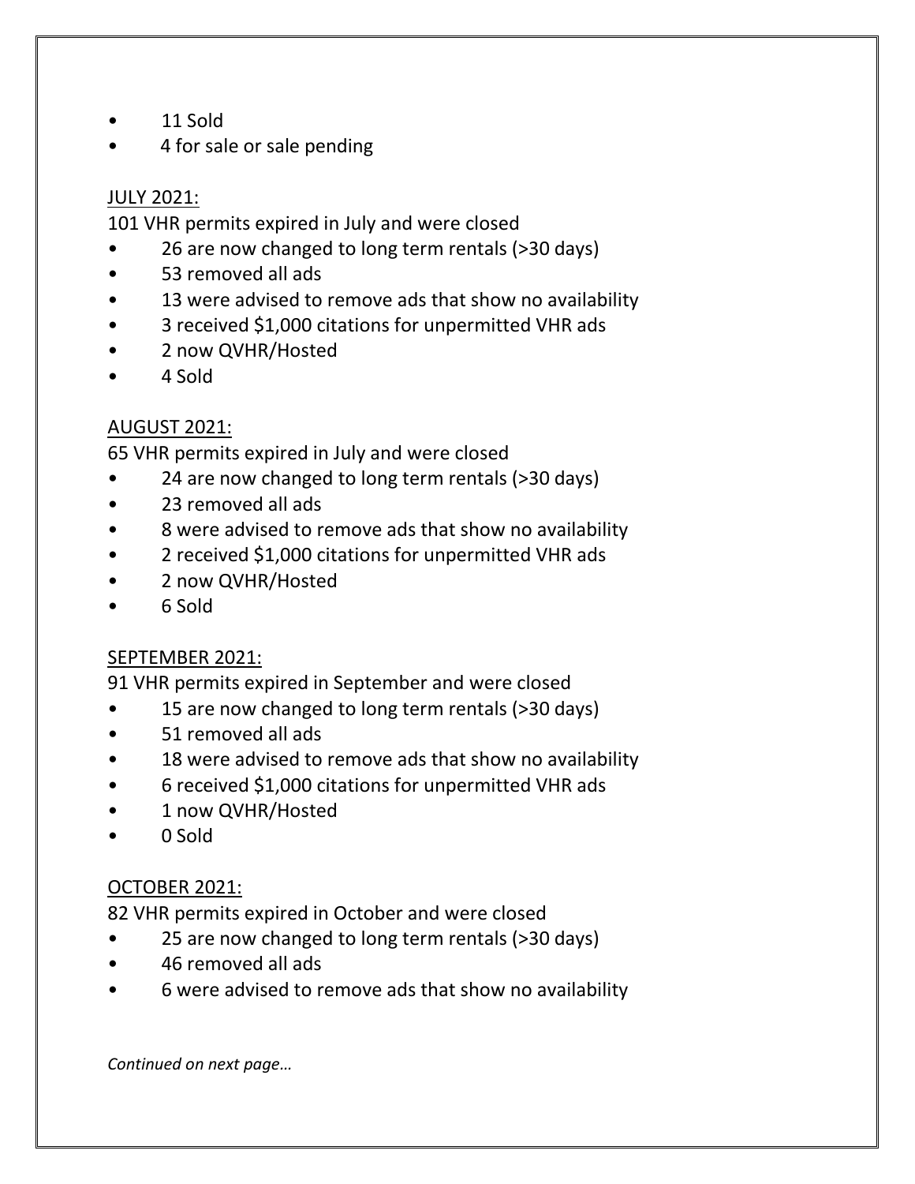- 11 Sold
- 4 for sale or sale pending

<u>JULY 2021:</u>

101 VHR permits expired in July and were closed

- 26 are now changed to long term rentals (>30 days)
- 53 removed all ads
- 13 were advised to remove ads that show no availability
- 3 received $1,000 citations for unpermitted VHR ads
- 2 now QVHR/Hosted
- 4 Sold

<u>AUGUST 2021:</u>

65 VHR permits expired in July and were closed

- 24 are now changed to long term rentals (>30 days)
- 23 removed all ads
- 8 were advised to remove ads that show no availability
- 2 received $1,000 citations for unpermitted VHR ads
- 2 now QVHR/Hosted
- 6 Sold

<u>SEPTEMBER 2021:</u>

91 VHR permits expired in September and were closed

- 15 are now changed to long term rentals (>30 days)
- 51 removed all ads
- 18 were advised to remove ads that show no availability
- 6 received $1,000 citations for unpermitted VHR ads
- 1 now QVHR/Hosted
- 0 Sold

<u>OCTOBER 2021:</u>

82 VHR permits expired in October and were closed

- 25 are now changed to long term rentals (>30 days)
- 46 removed all ads
- 6 were advised to remove ads that show no availability

*Continued on next page…*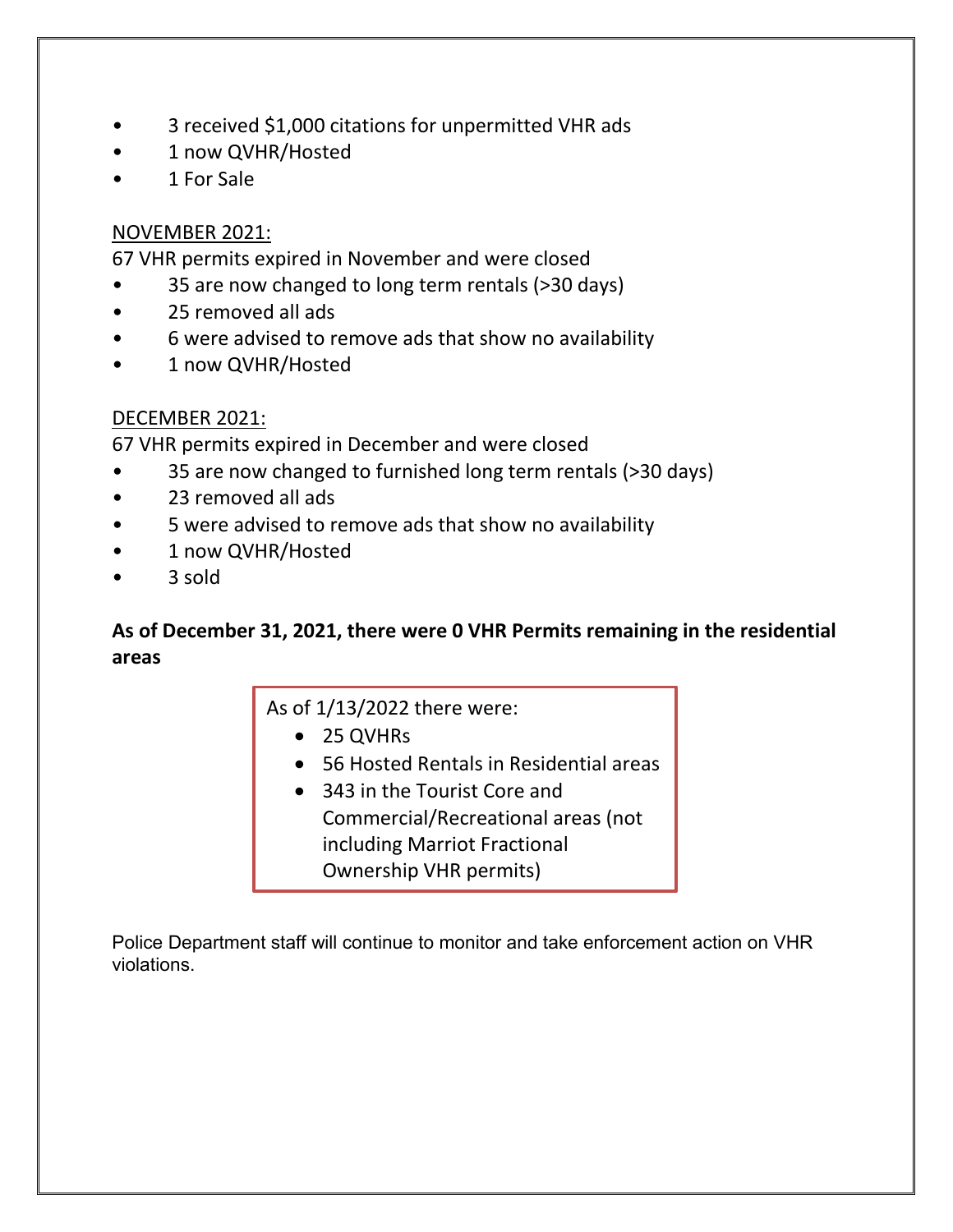- 3 received $1,000 citations for unpermitted VHR ads
- 1 now QVHR/Hosted
- 1 For Sale

<u>NOVEMBER 2021:</u>

67 VHR permits expired in November and were closed

- 35 are now changed to long term rentals (>30 days)
- 25 removed all ads
- 6 were advised to remove ads that show no availability
- 1 now QVHR/Hosted

<u>DECEMBER 2021:</u>

67 VHR permits expired in December and were closed

- 35 are now changed to furnished long term rentals (>30 days)
- 23 removed all ads
- 5 were advised to remove ads that show no availability
- 1 now QVHR/Hosted
- 3 sold

**As of December 31, 2021, there were 0 VHR Permits remaining in the residential areas**

As of 1/13/2022 there were:

- 25 QVHRs
- 56 Hosted Rentals in Residential areas
- 343 in the Tourist Core and Commercial/Recreational areas (not including Marriot Fractional Ownership VHR permits)

Police Department staff will continue to monitor and take enforcement action on VHR violations.